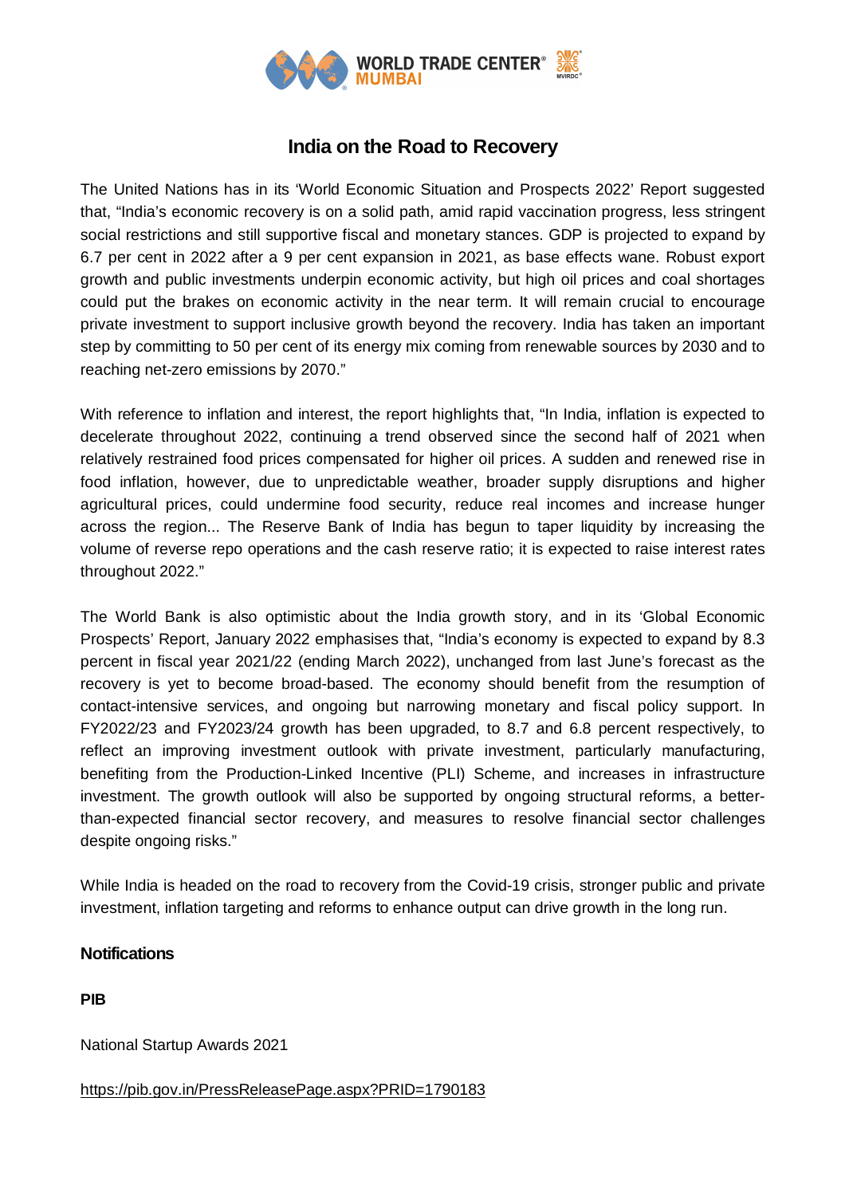# India on the Road to Recovery

The United Nations has in its 'World Economic Situation and Prospects 2022' Report suggested that, "India's economic recovery is on a solid path, amid rapid vaccination progress, less stringent social restrictions and still supportive fiscal and monetary stances. GDP is projected to expand by 6.7 per cent in 2022 after a 9 per cent expansion in 2021, as base effects wane. Robust export growth and public investments underpin economic activity, but high oil prices and coal shortages could put the brakes on economic activity in the near term. It will remain crucial to encourage private investment to support inclusive growth beyond the recovery. India has taken an important step by committing to 50 per cent of its energy mix coming from renewable sources by 2030 and to reaching net-zero emissions by 2070."

With reference to inflation and interest, the report highlights that, "In India, inflation is expected to decelerate throughout 2022, continuing a trend observed since the second half of 2021 when relatively restrained food prices compensated for higher oil prices. A sudden and renewed rise in food inflation, however, due to unpredictable weather, broader supply disruptions and higher agricultural prices, could undermine food security, reduce real incomes and increase hunger across the region... The Reserve Bank of India has begun to taper liquidity by increasing the volume of reverse repo operations and the cash reserve ratio; it is expected to raise interest rates throughout 2022."

The World Bank is also optimistic about the India growth story, and in its 'Global Economic Prospects' Report, January 2022 emphasises that, "India's economy is expected to expand by 8.3 percent in fiscal year 2021/22 (ending March 2022), unchanged from last June's forecast as the recovery is yet to become broad-based. The economy should benefit from the resumption of contact-intensive services, and ongoing but narrowing monetary and fiscal policy support. In FY2022/23 and FY2023/24 growth has been upgraded, to 8.7 and 6.8 percent respectively, to reflect an improving investment outlook with private investment, particularly manufacturing, benefiting from the Production-Linked Incentive (PLI) Scheme, and increases in infrastructure investment. The growth outlook will also be supported by ongoing structural reforms, a better-than-expected financial sector recovery, and measures to resolve financial sector challenges despite ongoing risks."

While India is headed on the road to recovery from the Covid-19 crisis, stronger public and private investment, inflation targeting and reforms to enhance output can drive growth in the long run.

**Notifications**

**PIB**

National Startup Awards 2021

https://pib.gov.in/PressReleasePage.aspx?PRID=1790183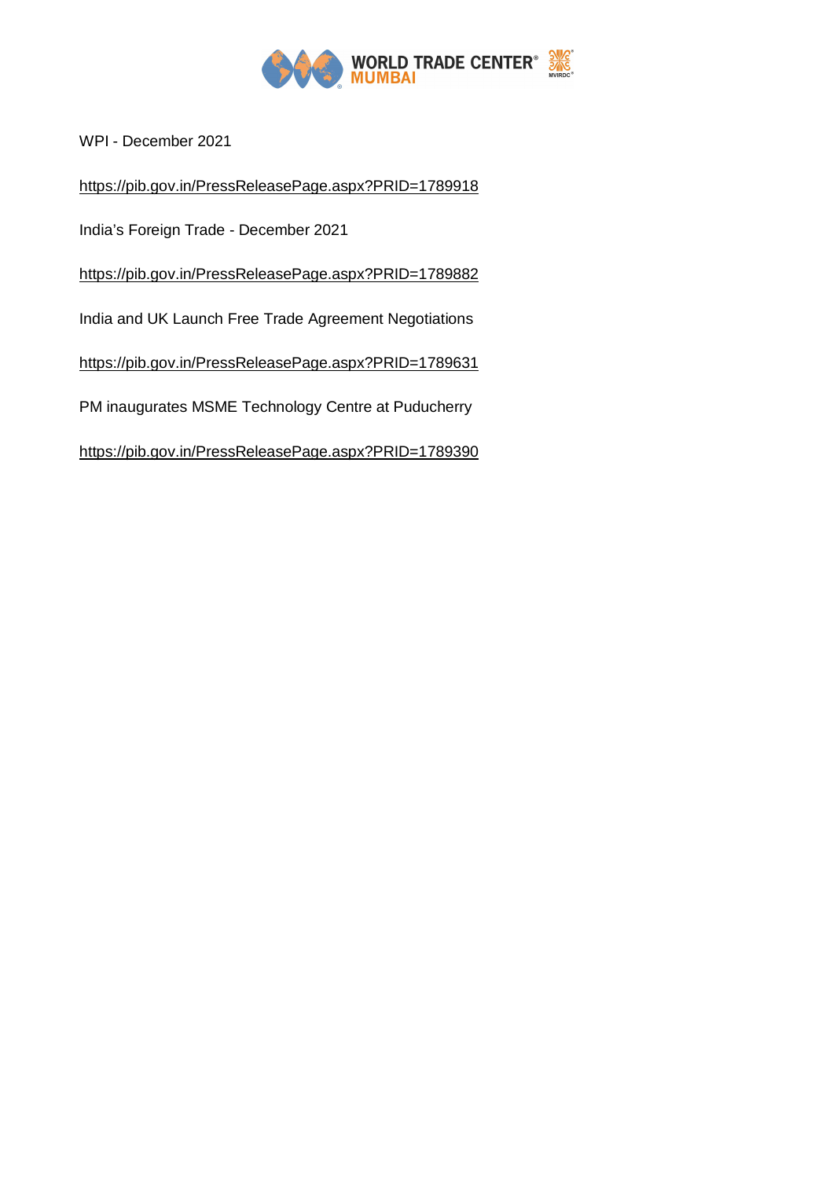WPI - December 2021

https://pib.gov.in/PressReleasePage.aspx?PRID=1789918

India's Foreign Trade - December 2021

https://pib.gov.in/PressReleasePage.aspx?PRID=1789882

India and UK Launch Free Trade Agreement Negotiations

https://pib.gov.in/PressReleasePage.aspx?PRID=1789631

PM inaugurates MSME Technology Centre at Puducherry

https://pib.gov.in/PressReleasePage.aspx?PRID=1789390